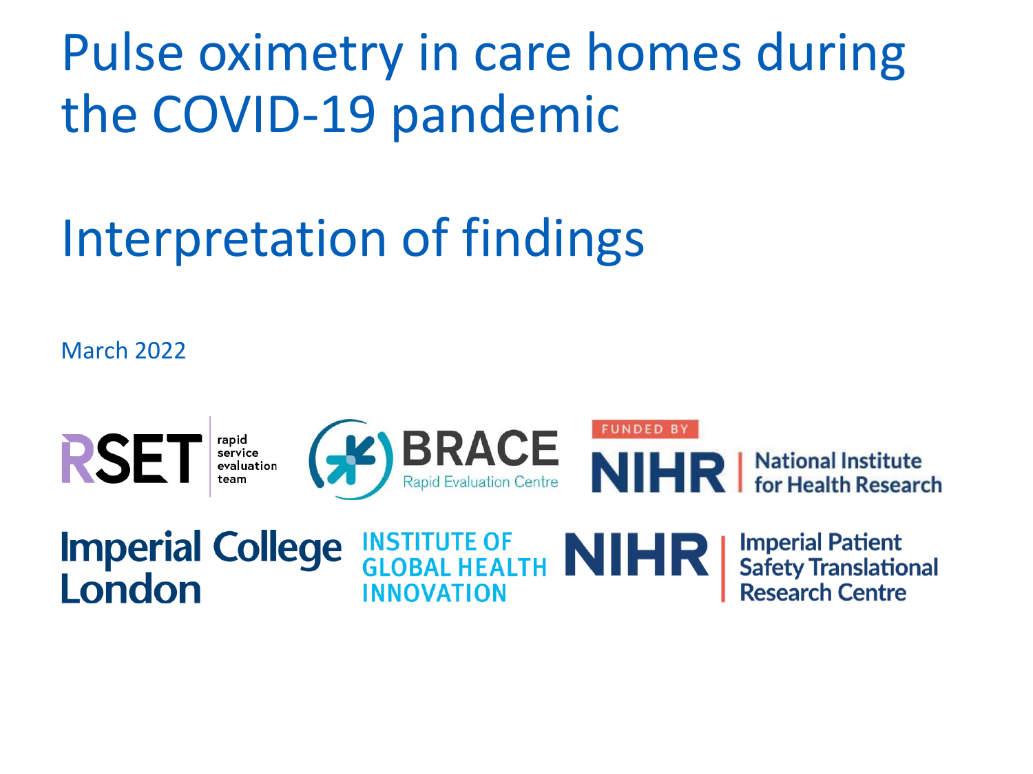# Pulse oximetry in care homes during the COVID-19 pandemic

# Interpretation of findings

March 2022

RSET rapid service evaluation team

BRACE Rapid Evaluation Centre

FUNDED BY NIHR | National Institute for Health Research

Imperial College London

INSTITUTE OF GLOBAL HEALTH INNOVATION

NIHR | Imperial Patient Safety Translational Research Centre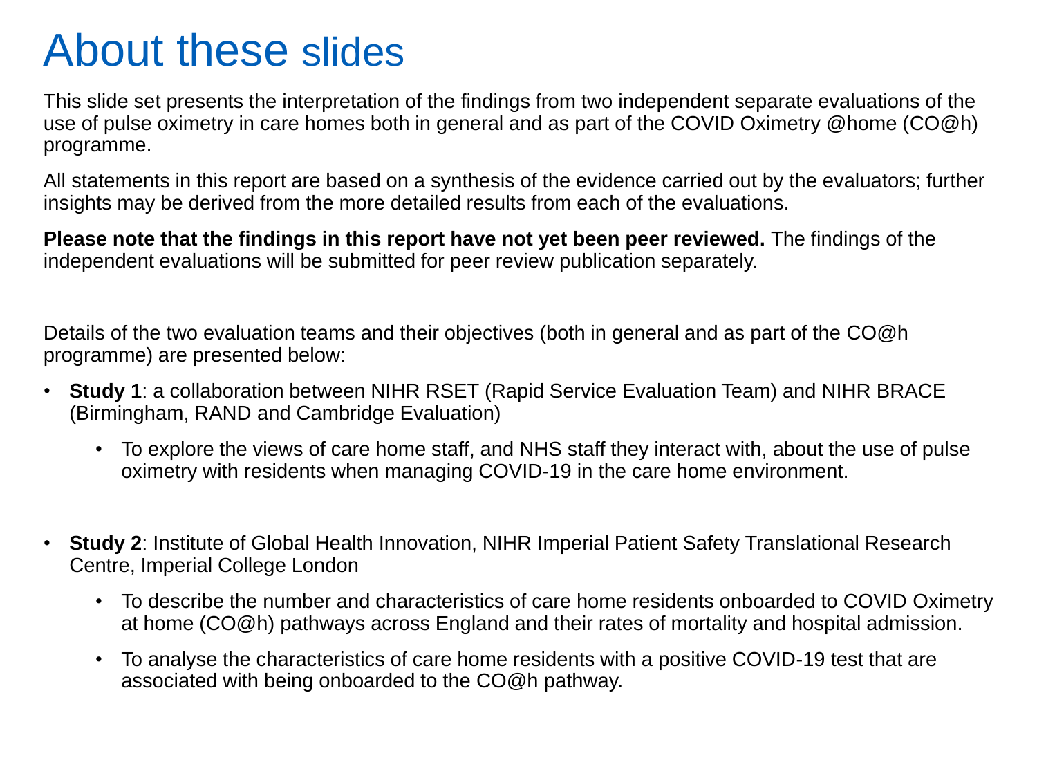# About these slides

This slide set presents the interpretation of the findings from two independent separate evaluations of the use of pulse oximetry in care homes both in general and as part of the COVID Oximetry @home (CO@h) programme.

All statements in this report are based on a synthesis of the evidence carried out by the evaluators; further insights may be derived from the more detailed results from each of the evaluations.

**Please note that the findings in this report have not yet been peer reviewed.** The findings of the independent evaluations will be submitted for peer review publication separately.

Details of the two evaluation teams and their objectives (both in general and as part of the CO@h programme) are presented below:

- **Study 1**: a collaboration between NIHR RSET (Rapid Service Evaluation Team) and NIHR BRACE (Birmingham, RAND and Cambridge Evaluation)
  - To explore the views of care home staff, and NHS staff they interact with, about the use of pulse oximetry with residents when managing COVID-19 in the care home environment.
- **Study 2**: Institute of Global Health Innovation, NIHR Imperial Patient Safety Translational Research Centre, Imperial College London
  - To describe the number and characteristics of care home residents onboarded to COVID Oximetry at home (CO@h) pathways across England and their rates of mortality and hospital admission.
  - To analyse the characteristics of care home residents with a positive COVID-19 test that are associated with being onboarded to the CO@h pathway.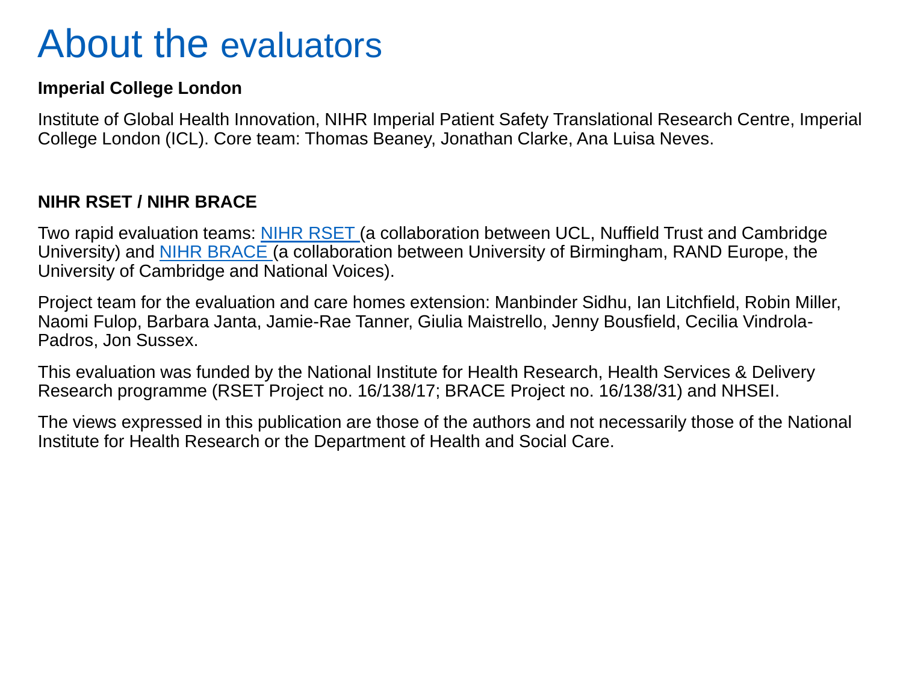# About the evaluators

**Imperial College London**

Institute of Global Health Innovation, NIHR Imperial Patient Safety Translational Research Centre, Imperial College London (ICL). Core team: Thomas Beaney, Jonathan Clarke, Ana Luisa Neves.

**NIHR RSET / NIHR BRACE**

Two rapid evaluation teams: NIHR RSET (a collaboration between UCL, Nuffield Trust and Cambridge University) and NIHR BRACE (a collaboration between University of Birmingham, RAND Europe, the University of Cambridge and National Voices).

Project team for the evaluation and care homes extension: Manbinder Sidhu, Ian Litchfield, Robin Miller, Naomi Fulop, Barbara Janta, Jamie-Rae Tanner, Giulia Maistrello, Jenny Bousfield, Cecilia Vindrola-Padros, Jon Sussex.

This evaluation was funded by the National Institute for Health Research, Health Services & Delivery Research programme (RSET Project no. 16/138/17; BRACE Project no. 16/138/31) and NHSEI.

The views expressed in this publication are those of the authors and not necessarily those of the National Institute for Health Research or the Department of Health and Social Care.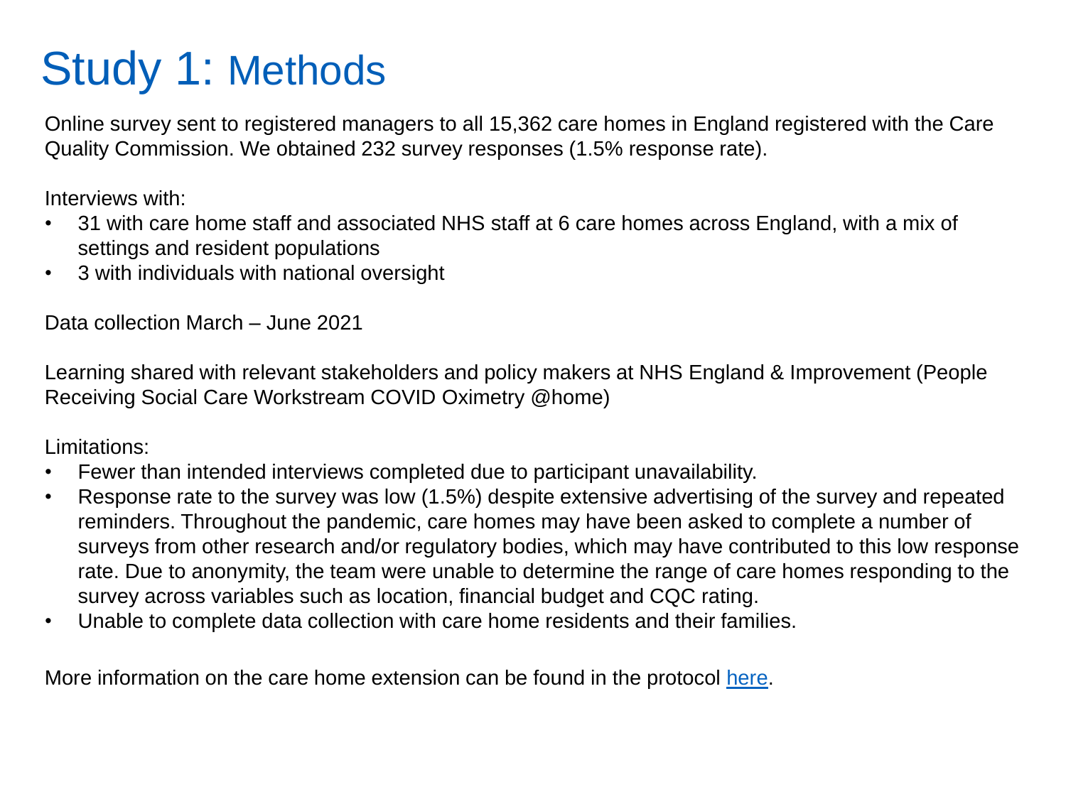# Study 1: Methods

Online survey sent to registered managers to all 15,362 care homes in England registered with the Care Quality Commission. We obtained 232 survey responses (1.5% response rate).

Interviews with:

- 31 with care home staff and associated NHS staff at 6 care homes across England, with a mix of settings and resident populations
- 3 with individuals with national oversight

Data collection March – June 2021

Learning shared with relevant stakeholders and policy makers at NHS England & Improvement (People Receiving Social Care Workstream COVID Oximetry @home)

Limitations:

- Fewer than intended interviews completed due to participant unavailability.
- Response rate to the survey was low (1.5%) despite extensive advertising of the survey and repeated reminders. Throughout the pandemic, care homes may have been asked to complete a number of surveys from other research and/or regulatory bodies, which may have contributed to this low response rate. Due to anonymity, the team were unable to determine the range of care homes responding to the survey across variables such as location, financial budget and CQC rating.
- Unable to complete data collection with care home residents and their families.

More information on the care home extension can be found in the protocol here.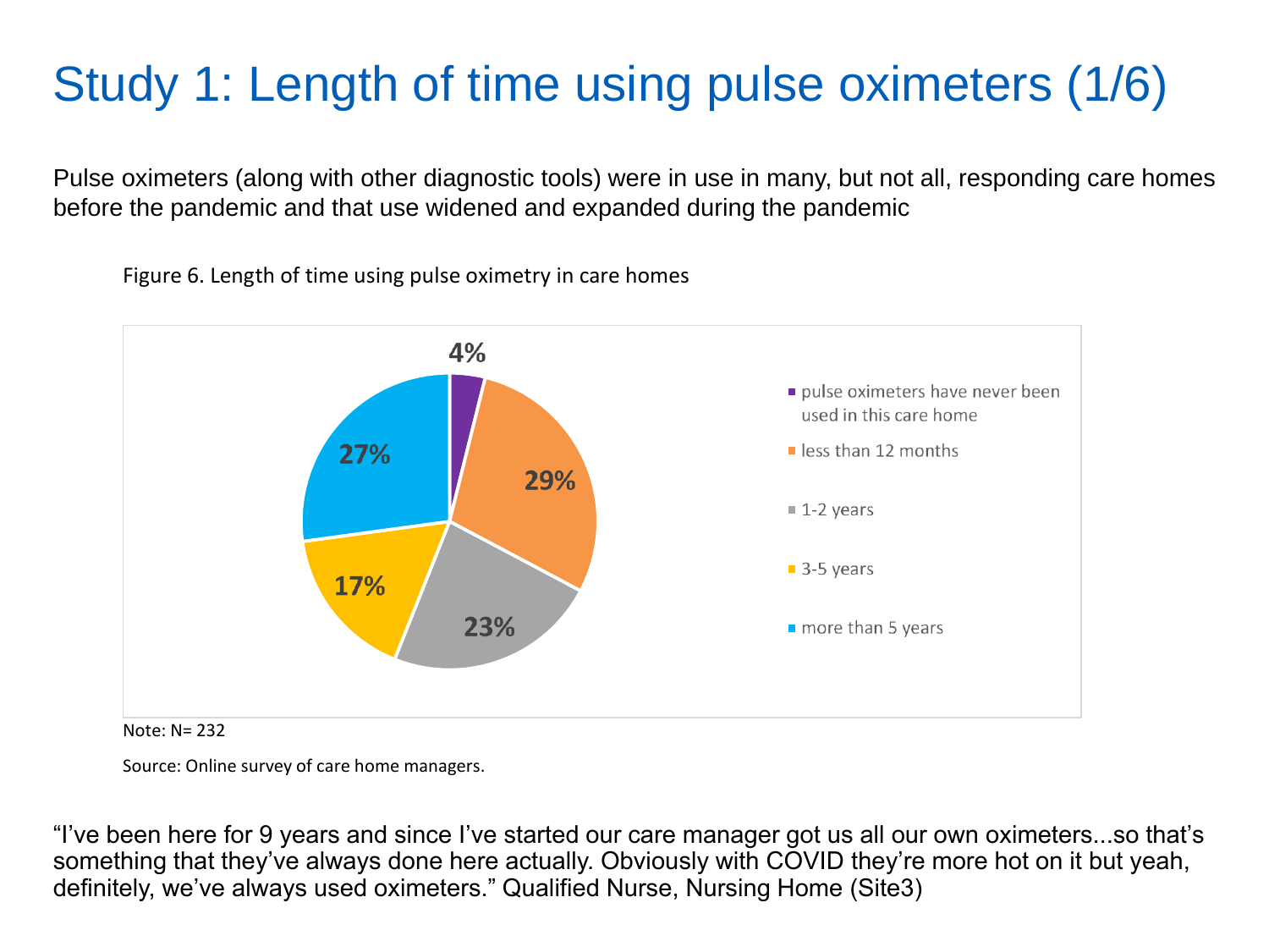# Study 1: Length of time using pulse oximeters (1/6)

Pulse oximeters (along with other diagnostic tools) were in use in many, but not all, responding care homes before the pandemic and that use widened and expanded during the pandemic

Figure 6. Length of time using pulse oximetry in care homes

| Length of time | % |
| --- | --- |
| pulse oximeters have never been used in this care home | 4% |
| less than 12 months | 29% |
| 1-2 years | 23% |
| 3-5 years | 17% |
| more than 5 years | 27% |

Note: N= 232

Source: Online survey of care home managers.

"I've been here for 9 years and since I've started our care manager got us all our own oximeters...so that's something that they've always done here actually. Obviously with COVID they're more hot on it but yeah, definitely, we've always used oximeters." Qualified Nurse, Nursing Home (Site3)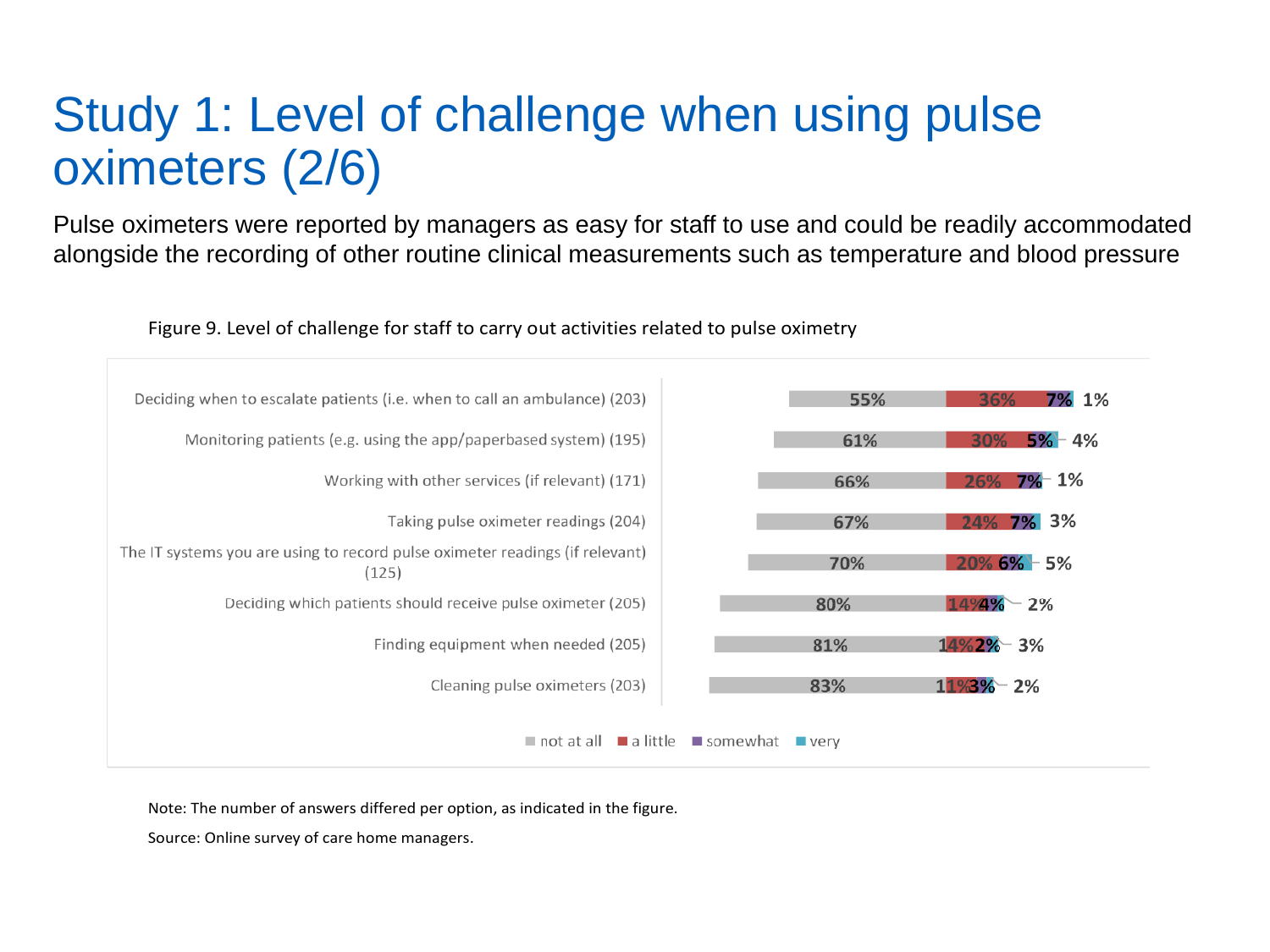# Study 1: Level of challenge when using pulse oximeters (2/6)

Pulse oximeters were reported by managers as easy for staff to use and could be readily accommodated alongside the recording of other routine clinical measurements such as temperature and blood pressure

Figure 9. Level of challenge for staff to carry out activities related to pulse oximetry

| Activity | not at all | a little | somewhat | very |
| --- | --- | --- | --- | --- |
| Deciding when to escalate patients (i.e. when to call an ambulance) (203) | 55% | 36% | 7% | 1% |
| Monitoring patients (e.g. using the app/paperbased system) (195) | 61% | 30% | 5% | 4% |
| Working with other services (if relevant) (171) | 66% | 26% | 7% | 1% |
| Taking pulse oximeter readings (204) | 67% | 24% | 7% | 3% |
| The IT systems you are using to record pulse oximeter readings (if relevant) (125) | 70% | 20% | 6% | 5% |
| Deciding which patients should receive pulse oximeter (205) | 80% | 14% | 4% | 2% |
| Finding equipment when needed (205) | 81% | 14% | 2% | 3% |
| Cleaning pulse oximeters (203) | 83% | 11% | 3% | 2% |

Note: The number of answers differed per option, as indicated in the figure.

Source: Online survey of care home managers.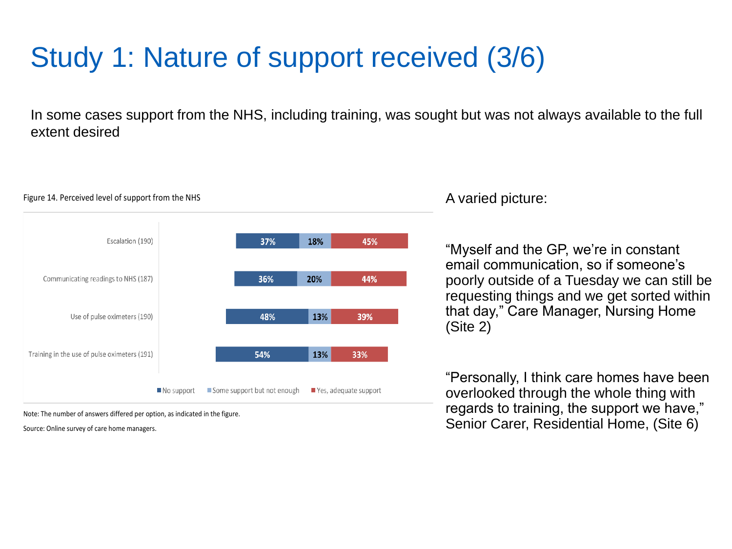# Study 1: Nature of support received (3/6)

In some cases support from the NHS, including training, was sought but was not always available to the full extent desired

Figure 14. Perceived level of support from the NHS

| | No support | Some support but not enough | Yes, adequate support |
|---|---|---|---|
| Escalation (190) | 37% | 18% | 45% |
| Communicating readings to NHS (187) | 36% | 20% | 44% |
| Use of pulse oximeters (190) | 48% | 13% | 39% |
| Training in the use of pulse oximeters (191) | 54% | 13% | 33% |

Note: The number of answers differed per option, as indicated in the figure.

Source: Online survey of care home managers.

A varied picture:

"Myself and the GP, we're in constant email communication, so if someone's poorly outside of a Tuesday we can still be requesting things and we get sorted within that day," Care Manager, Nursing Home (Site 2)

"Personally, I think care homes have been overlooked through the whole thing with regards to training, the support we have," Senior Carer, Residential Home, (Site 6)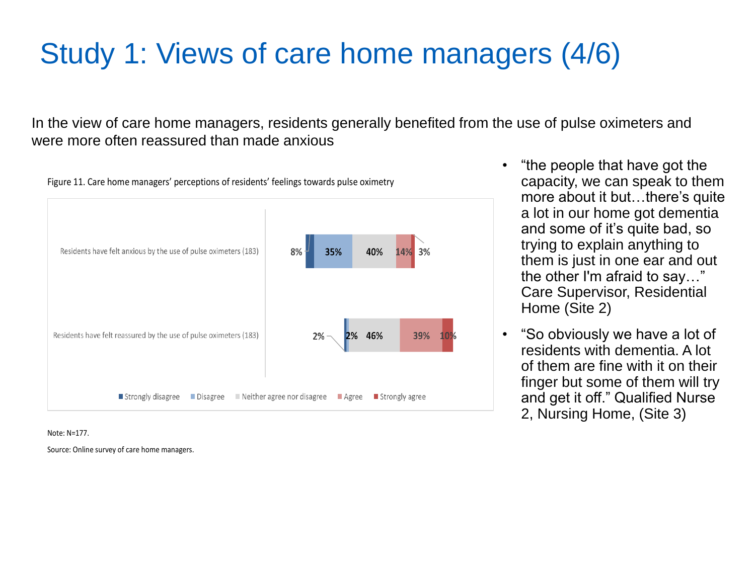# Study 1: Views of care home managers (4/6)

In the view of care home managers, residents generally benefited from the use of pulse oximeters and were more often reassured than made anxious

Figure 11. Care home managers' perceptions of residents' feelings towards pulse oximetry

| | Strongly disagree | Disagree | Neither agree nor disagree | Agree | Strongly agree |
|---|---|---|---|---|---|
| Residents have felt anxious by the use of pulse oximeters (183) | 8% | 35% | 40% | 14% | 3% |
| Residents have felt reassured by the use of pulse oximeters (183) | 2% | 2% | 46% | 39% | 10% |

Note: N=177.

Source: Online survey of care home managers.

- "the people that have got the capacity, we can speak to them more about it but…there's quite a lot in our home got dementia and some of it's quite bad, so trying to explain anything to them is just in one ear and out the other I'm afraid to say…" Care Supervisor, Residential Home (Site 2)
- "So obviously we have a lot of residents with dementia. A lot of them are fine with it on their finger but some of them will try and get it off." Qualified Nurse 2, Nursing Home, (Site 3)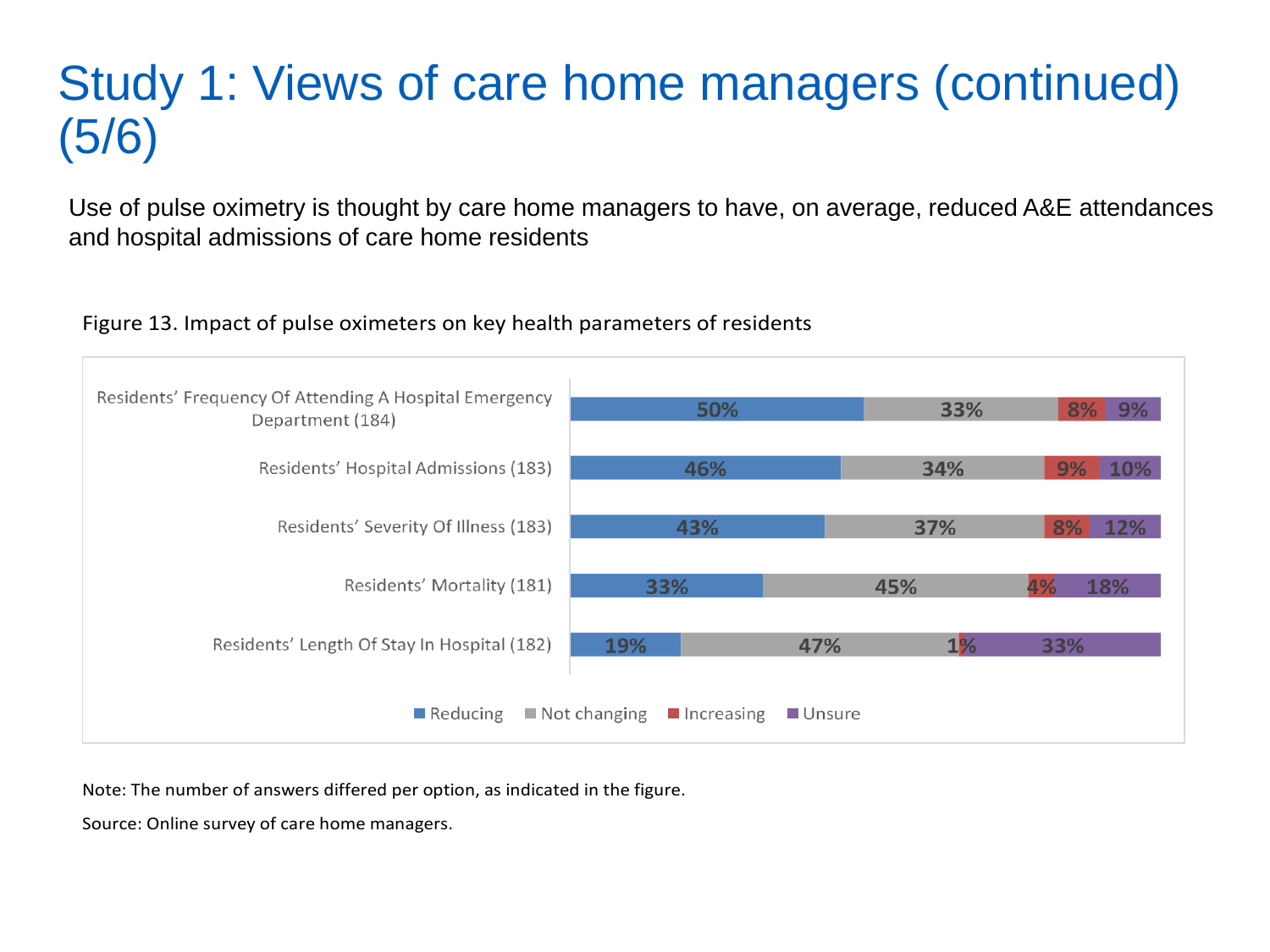# Study 1: Views of care home managers (continued) (5/6)

Use of pulse oximetry is thought by care home managers to have, on average, reduced A&E attendances and hospital admissions of care home residents

Figure 13. Impact of pulse oximeters on key health parameters of residents

| | Reducing | Not changing | Increasing | Unsure |
|---|---|---|---|---|
| Residents' Frequency Of Attending A Hospital Emergency Department (184) | 50% | 33% | 8% | 9% |
| Residents' Hospital Admissions (183) | 46% | 34% | 9% | 10% |
| Residents' Severity Of Illness (183) | 43% | 37% | 8% | 12% |
| Residents' Mortality (181) | 33% | 45% | 4% | 18% |
| Residents' Length Of Stay In Hospital (182) | 19% | 47% | 1% | 33% |

Note: The number of answers differed per option, as indicated in the figure.

Source: Online survey of care home managers.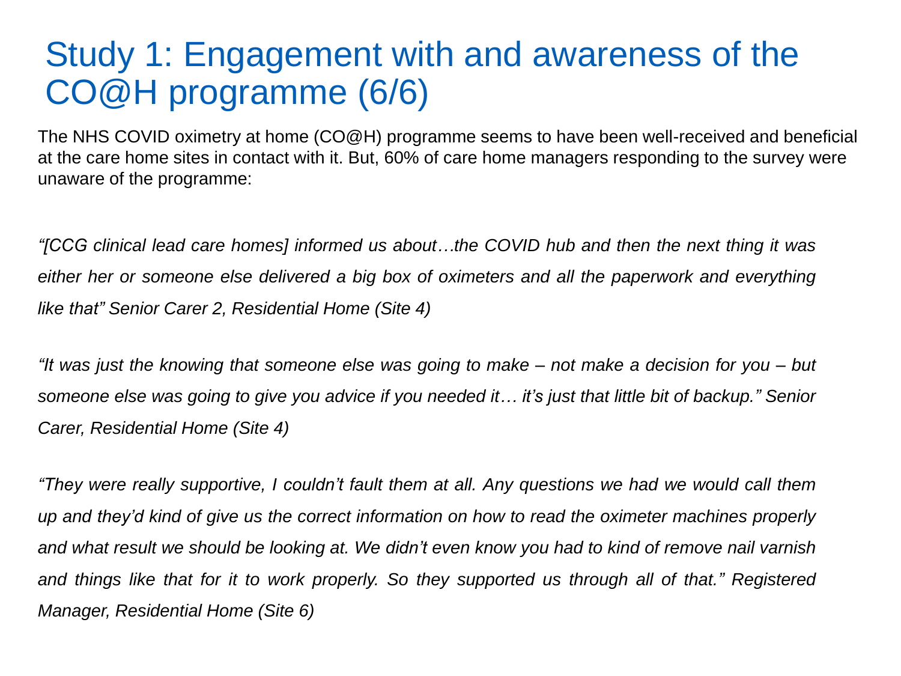# Study 1: Engagement with and awareness of the CO@H programme (6/6)

The NHS COVID oximetry at home (CO@H) programme seems to have been well-received and beneficial at the care home sites in contact with it. But, 60% of care home managers responding to the survey were unaware of the programme:

*"[CCG clinical lead care homes] informed us about…the COVID hub and then the next thing it was either her or someone else delivered a big box of oximeters and all the paperwork and everything like that" Senior Carer 2, Residential Home (Site 4)*

*"It was just the knowing that someone else was going to make – not make a decision for you – but someone else was going to give you advice if you needed it… it's just that little bit of backup." Senior Carer, Residential Home (Site 4)*

*"They were really supportive, I couldn't fault them at all. Any questions we had we would call them up and they'd kind of give us the correct information on how to read the oximeter machines properly and what result we should be looking at. We didn't even know you had to kind of remove nail varnish and things like that for it to work properly. So they supported us through all of that." Registered Manager, Residential Home (Site 6)*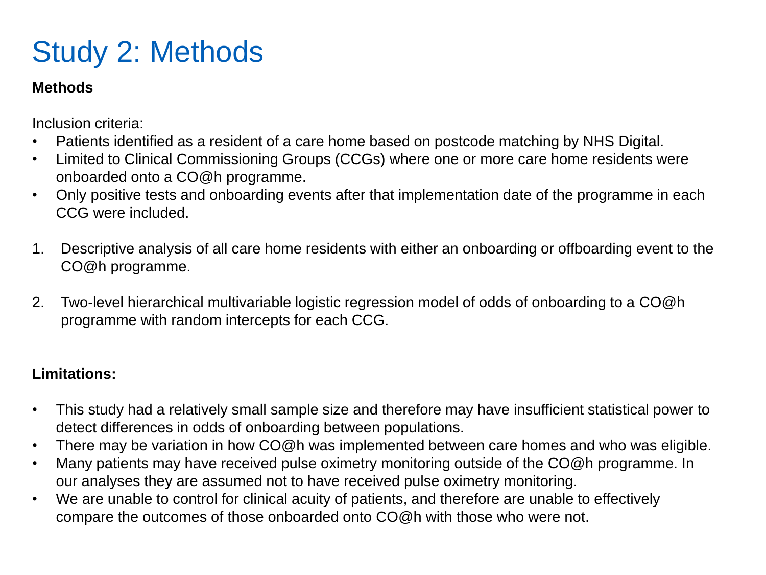# Study 2: Methods

**Methods**

Inclusion criteria:

- Patients identified as a resident of a care home based on postcode matching by NHS Digital.
- Limited to Clinical Commissioning Groups (CCGs) where one or more care home residents were onboarded onto a CO@h programme.
- Only positive tests and onboarding events after that implementation date of the programme in each CCG were included.

1. Descriptive analysis of all care home residents with either an onboarding or offboarding event to the CO@h programme.

2. Two-level hierarchical multivariable logistic regression model of odds of onboarding to a CO@h programme with random intercepts for each CCG.

**Limitations:**

- This study had a relatively small sample size and therefore may have insufficient statistical power to detect differences in odds of onboarding between populations.
- There may be variation in how CO@h was implemented between care homes and who was eligible.
- Many patients may have received pulse oximetry monitoring outside of the CO@h programme. In our analyses they are assumed not to have received pulse oximetry monitoring.
- We are unable to control for clinical acuity of patients, and therefore are unable to effectively compare the outcomes of those onboarded onto CO@h with those who were not.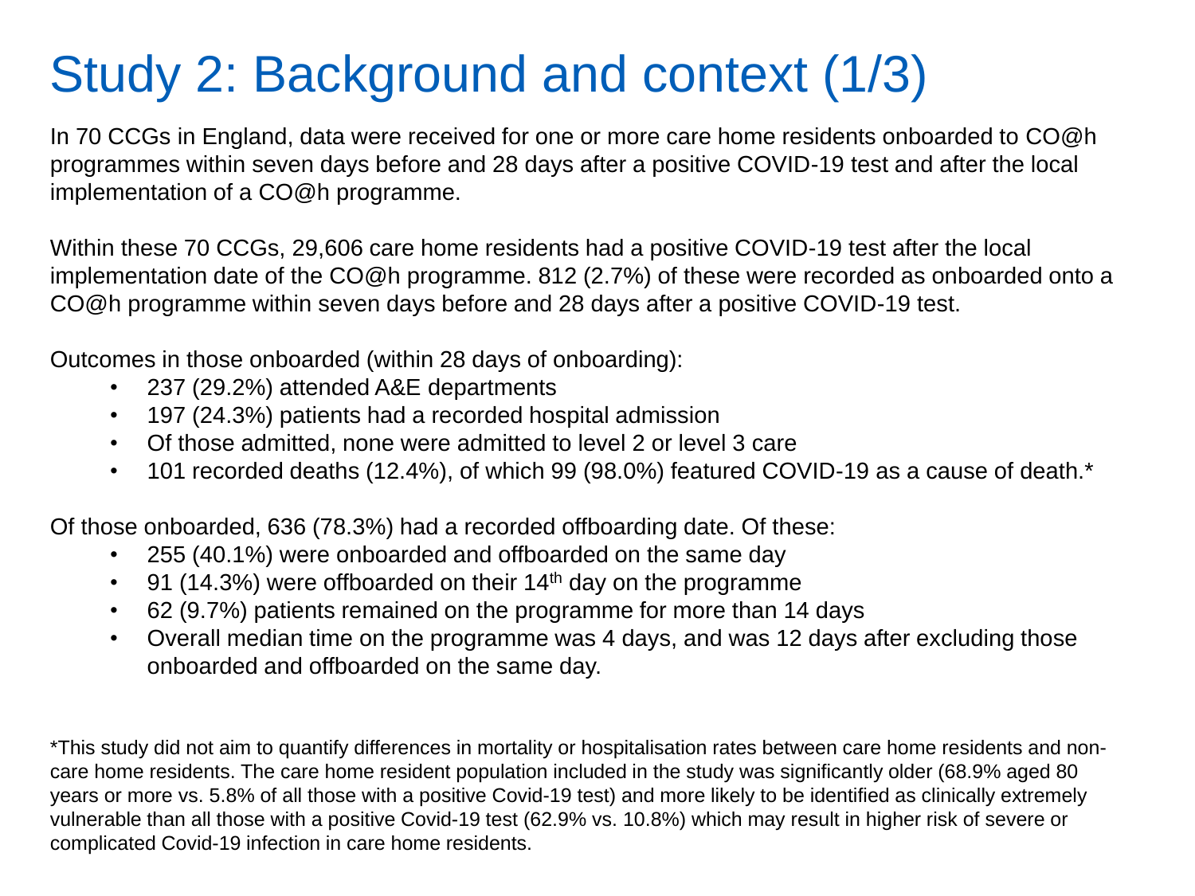# Study 2: Background and context (1/3)

In 70 CCGs in England, data were received for one or more care home residents onboarded to CO@h programmes within seven days before and 28 days after a positive COVID-19 test and after the local implementation of a CO@h programme.

Within these 70 CCGs, 29,606 care home residents had a positive COVID-19 test after the local implementation date of the CO@h programme. 812 (2.7%) of these were recorded as onboarded onto a CO@h programme within seven days before and 28 days after a positive COVID-19 test.

Outcomes in those onboarded (within 28 days of onboarding):

- 237 (29.2%) attended A&E departments
- 197 (24.3%) patients had a recorded hospital admission
- Of those admitted, none were admitted to level 2 or level 3 care
- 101 recorded deaths (12.4%), of which 99 (98.0%) featured COVID-19 as a cause of death.*

Of those onboarded, 636 (78.3%) had a recorded offboarding date. Of these:

- 255 (40.1%) were onboarded and offboarded on the same day
- 91 (14.3%) were offboarded on their 14th day on the programme
- 62 (9.7%) patients remained on the programme for more than 14 days
- Overall median time on the programme was 4 days, and was 12 days after excluding those onboarded and offboarded on the same day.

*This study did not aim to quantify differences in mortality or hospitalisation rates between care home residents and non-care home residents. The care home resident population included in the study was significantly older (68.9% aged 80 years or more vs. 5.8% of all those with a positive Covid-19 test) and more likely to be identified as clinically extremely vulnerable than all those with a positive Covid-19 test (62.9% vs. 10.8%) which may result in higher risk of severe or complicated Covid-19 infection in care home residents.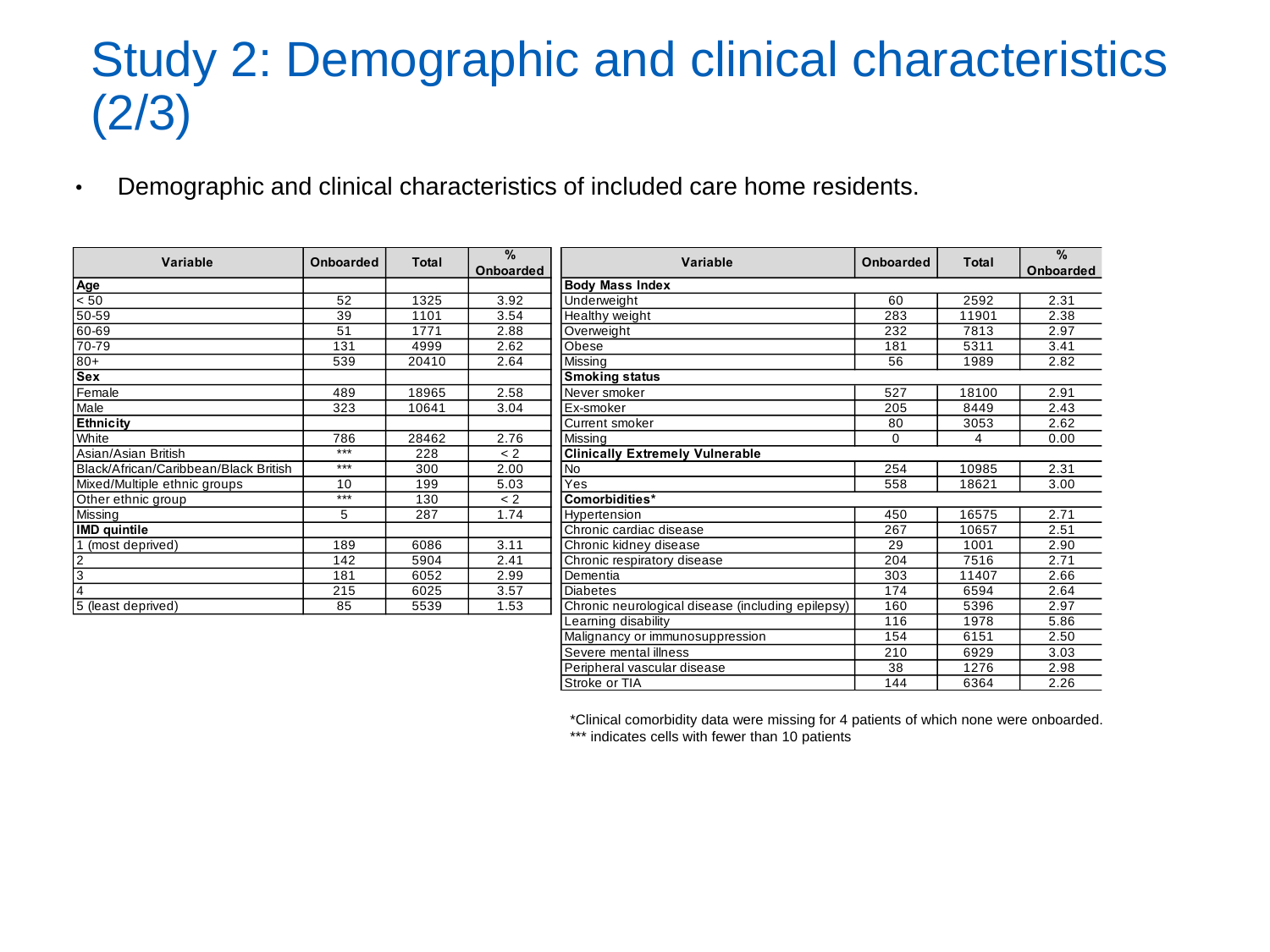# Study 2: Demographic and clinical characteristics (2/3)

- Demographic and clinical characteristics of included care home residents.

| Variable | Onboarded | Total | % Onboarded |
|---|---|---|---|
| **Age** | | | |
| < 50 | 52 | 1325 | 3.92 |
| 50-59 | 39 | 1101 | 3.54 |
| 60-69 | 51 | 1771 | 2.88 |
| 70-79 | 131 | 4999 | 2.62 |
| 80+ | 539 | 20410 | 2.64 |
| **Sex** | | | |
| Female | 489 | 18965 | 2.58 |
| Male | 323 | 10641 | 3.04 |
| **Ethnicity** | | | |
| White | 786 | 28462 | 2.76 |
| Asian/Asian British | *** | 228 | < 2 |
| Black/African/Caribbean/Black British | *** | 300 | 2.00 |
| Mixed/Multiple ethnic groups | 10 | 199 | 5.03 |
| Other ethnic group | *** | 130 | < 2 |
| Missing | 5 | 287 | 1.74 |
| **IMD quintile** | | | |
| 1 (most deprived) | 189 | 6086 | 3.11 |
| 2 | 142 | 5904 | 2.41 |
| 3 | 181 | 6052 | 2.99 |
| 4 | 215 | 6025 | 3.57 |
| 5 (least deprived) | 85 | 5539 | 1.53 |

| Variable | Onboarded | Total | % Onboarded |
|---|---|---|---|
| **Body Mass Index** | | | |
| Underweight | 60 | 2592 | 2.31 |
| Healthy weight | 283 | 11901 | 2.38 |
| Overweight | 232 | 7813 | 2.97 |
| Obese | 181 | 5311 | 3.41 |
| Missing | 56 | 1989 | 2.82 |
| **Smoking status** | | | |
| Never smoker | 527 | 18100 | 2.91 |
| Ex-smoker | 205 | 8449 | 2.43 |
| Current smoker | 80 | 3053 | 2.62 |
| Missing | 0 | 4 | 0.00 |
| **Clinically Extremely Vulnerable** | | | |
| No | 254 | 10985 | 2.31 |
| Yes | 558 | 18621 | 3.00 |
| **Comorbidities*** | | | |
| Hypertension | 450 | 16575 | 2.71 |
| Chronic cardiac disease | 267 | 10657 | 2.51 |
| Chronic kidney disease | 29 | 1001 | 2.90 |
| Chronic respiratory disease | 204 | 7516 | 2.71 |
| Dementia | 303 | 11407 | 2.66 |
| Diabetes | 174 | 6594 | 2.64 |
| Chronic neurological disease (including epilepsy) | 160 | 5396 | 2.97 |
| Learning disability | 116 | 1978 | 5.86 |
| Malignancy or immunosuppression | 154 | 6151 | 2.50 |
| Severe mental illness | 210 | 6929 | 3.03 |
| Peripheral vascular disease | 38 | 1276 | 2.98 |
| Stroke or TIA | 144 | 6364 | 2.26 |

*Clinical comorbidity data were missing for 4 patients of which none were onboarded.

*** indicates cells with fewer than 10 patients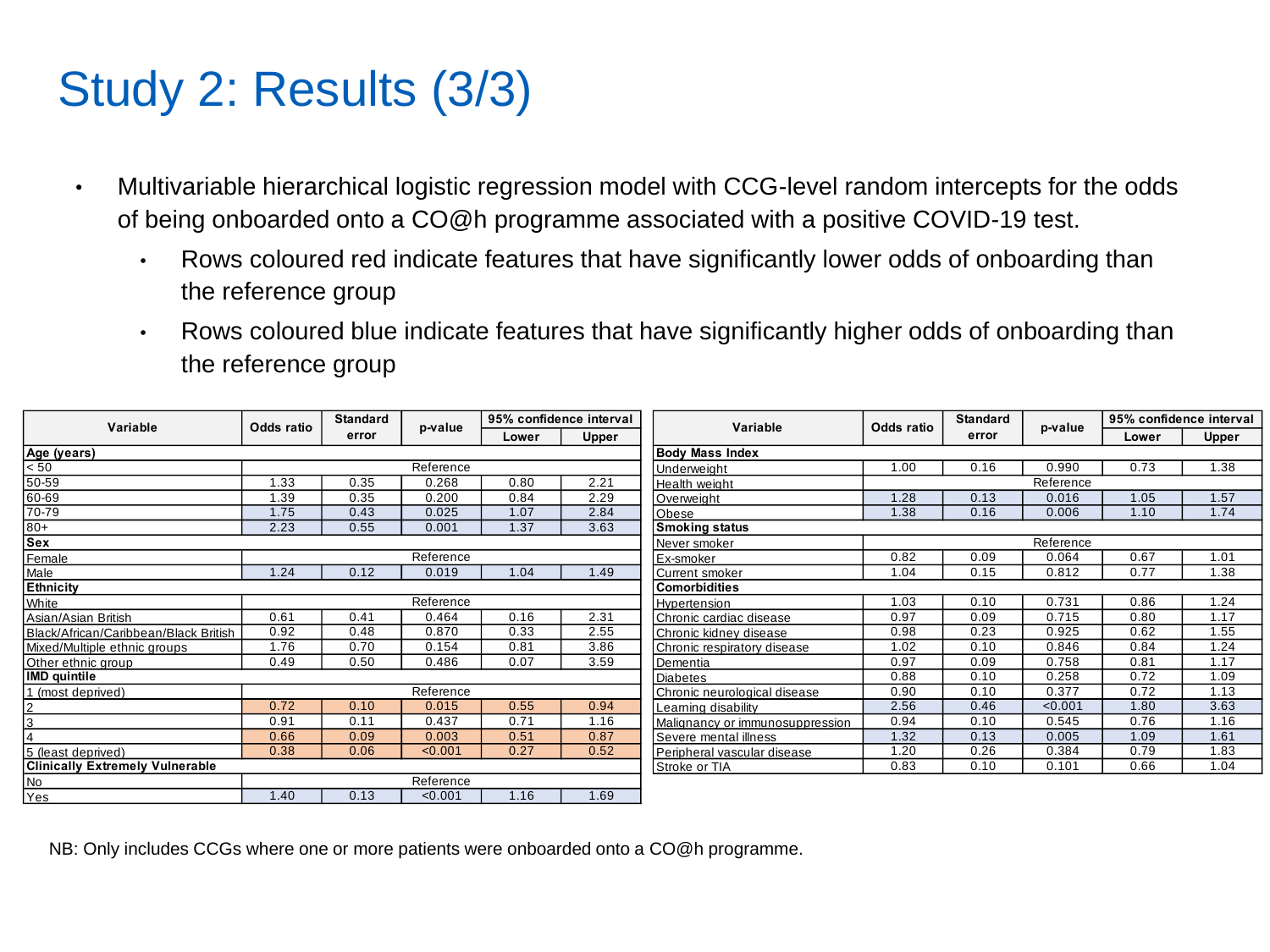# Study 2: Results (3/3)

- Multivariable hierarchical logistic regression model with CCG-level random intercepts for the odds of being onboarded onto a CO@h programme associated with a positive COVID-19 test.
  - Rows coloured red indicate features that have significantly lower odds of onboarding than the reference group
  - Rows coloured blue indicate features that have significantly higher odds of onboarding than the reference group

| Variable | Odds ratio | Standard error | p-value | 95% confidence interval | |
|---|---|---|---|---|---|
| | | | | Lower | Upper |
| **Age (years)** | | | | | |
| < 50 | Reference | | | | |
| 50-59 | 1.33 | 0.35 | 0.268 | 0.80 | 2.21 |
| 60-69 | 1.39 | 0.35 | 0.200 | 0.84 | 2.29 |
| 70-79 | 1.75 | 0.43 | 0.025 | 1.07 | 2.84 |
| 80+ | 2.23 | 0.55 | 0.001 | 1.37 | 3.63 |
| **Sex** | | | | | |
| Female | Reference | | | | |
| Male | 1.24 | 0.12 | 0.019 | 1.04 | 1.49 |
| **Ethnicity** | | | | | |
| White | Reference | | | | |
| Asian/Asian British | 0.61 | 0.41 | 0.464 | 0.16 | 2.31 |
| Black/African/Caribbean/Black British | 0.92 | 0.48 | 0.870 | 0.33 | 2.55 |
| Mixed/Multiple ethnic groups | 1.76 | 0.70 | 0.154 | 0.81 | 3.86 |
| Other ethnic group | 0.49 | 0.50 | 0.486 | 0.07 | 3.59 |
| **IMD quintile** | | | | | |
| 1 (most deprived) | Reference | | | | |
| 2 | 0.72 | 0.10 | 0.015 | 0.55 | 0.94 |
| 3 | 0.91 | 0.11 | 0.437 | 0.71 | 1.16 |
| 4 | 0.66 | 0.09 | 0.003 | 0.51 | 0.87 |
| 5 (least deprived) | 0.38 | 0.06 | <0.001 | 0.27 | 0.52 |
| **Clinically Extremely Vulnerable** | | | | | |
| No | Reference | | | | |
| Yes | 1.40 | 0.13 | <0.001 | 1.16 | 1.69 |

| Variable | Odds ratio | Standard error | p-value | 95% confidence interval | |
|---|---|---|---|---|---|
| | | | | Lower | Upper |
| **Body Mass Index** | | | | | |
| Underweight | 1.00 | 0.16 | 0.990 | 0.73 | 1.38 |
| Health weight | Reference | | | | |
| Overweight | 1.28 | 0.13 | 0.016 | 1.05 | 1.57 |
| Obese | 1.38 | 0.16 | 0.006 | 1.10 | 1.74 |
| **Smoking status** | | | | | |
| Never smoker | Reference | | | | |
| Ex-smoker | 0.82 | 0.09 | 0.064 | 0.67 | 1.01 |
| Current smoker | 1.04 | 0.15 | 0.812 | 0.77 | 1.38 |
| **Comorbidities** | | | | | |
| Hypertension | 1.03 | 0.10 | 0.731 | 0.86 | 1.24 |
| Chronic cardiac disease | 0.97 | 0.09 | 0.715 | 0.80 | 1.17 |
| Chronic kidney disease | 0.98 | 0.23 | 0.925 | 0.62 | 1.55 |
| Chronic respiratory disease | 1.02 | 0.10 | 0.846 | 0.84 | 1.24 |
| Dementia | 0.97 | 0.09 | 0.758 | 0.81 | 1.17 |
| Diabetes | 0.88 | 0.10 | 0.258 | 0.72 | 1.09 |
| Chronic neurological disease | 0.90 | 0.10 | 0.377 | 0.72 | 1.13 |
| Learning disability | 2.56 | 0.46 | <0.001 | 1.80 | 3.63 |
| Malignancy or immunosuppression | 0.94 | 0.10 | 0.545 | 0.76 | 1.16 |
| Severe mental illness | 1.32 | 0.13 | 0.005 | 1.09 | 1.61 |
| Peripheral vascular disease | 1.20 | 0.26 | 0.384 | 0.79 | 1.83 |
| Stroke or TIA | 0.83 | 0.10 | 0.101 | 0.66 | 1.04 |

NB: Only includes CCGs where one or more patients were onboarded onto a CO@h programme.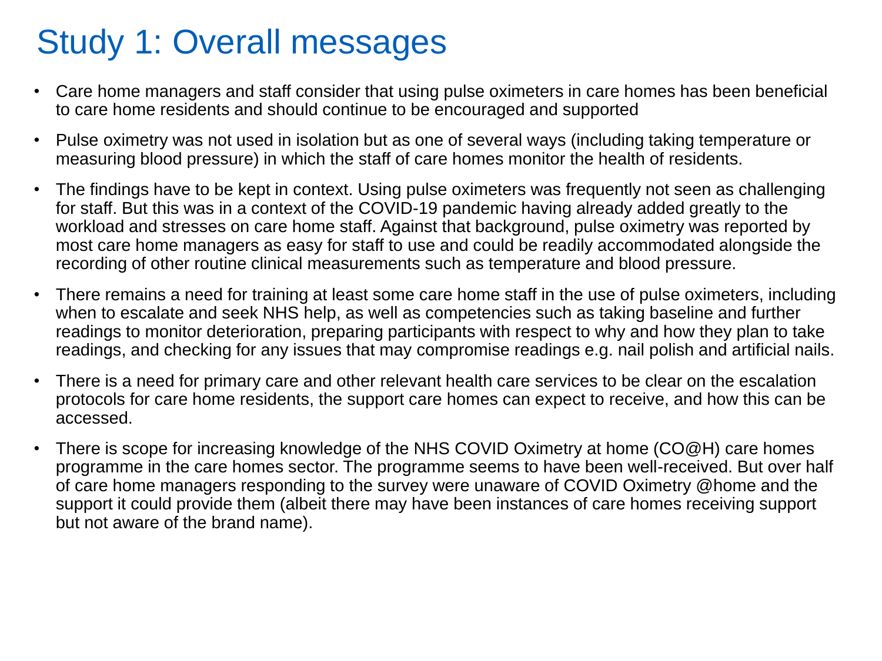# Study 1: Overall messages

- Care home managers and staff consider that using pulse oximeters in care homes has been beneficial to care home residents and should continue to be encouraged and supported
- Pulse oximetry was not used in isolation but as one of several ways (including taking temperature or measuring blood pressure) in which the staff of care homes monitor the health of residents.
- The findings have to be kept in context. Using pulse oximeters was frequently not seen as challenging for staff. But this was in a context of the COVID-19 pandemic having already added greatly to the workload and stresses on care home staff. Against that background, pulse oximetry was reported by most care home managers as easy for staff to use and could be readily accommodated alongside the recording of other routine clinical measurements such as temperature and blood pressure.
- There remains a need for training at least some care home staff in the use of pulse oximeters, including when to escalate and seek NHS help, as well as competencies such as taking baseline and further readings to monitor deterioration, preparing participants with respect to why and how they plan to take readings, and checking for any issues that may compromise readings e.g. nail polish and artificial nails.
- There is a need for primary care and other relevant health care services to be clear on the escalation protocols for care home residents, the support care homes can expect to receive, and how this can be accessed.
- There is scope for increasing knowledge of the NHS COVID Oximetry at home (CO@H) care homes programme in the care homes sector. The programme seems to have been well-received. But over half of care home managers responding to the survey were unaware of COVID Oximetry @home and the support it could provide them (albeit there may have been instances of care homes receiving support but not aware of the brand name).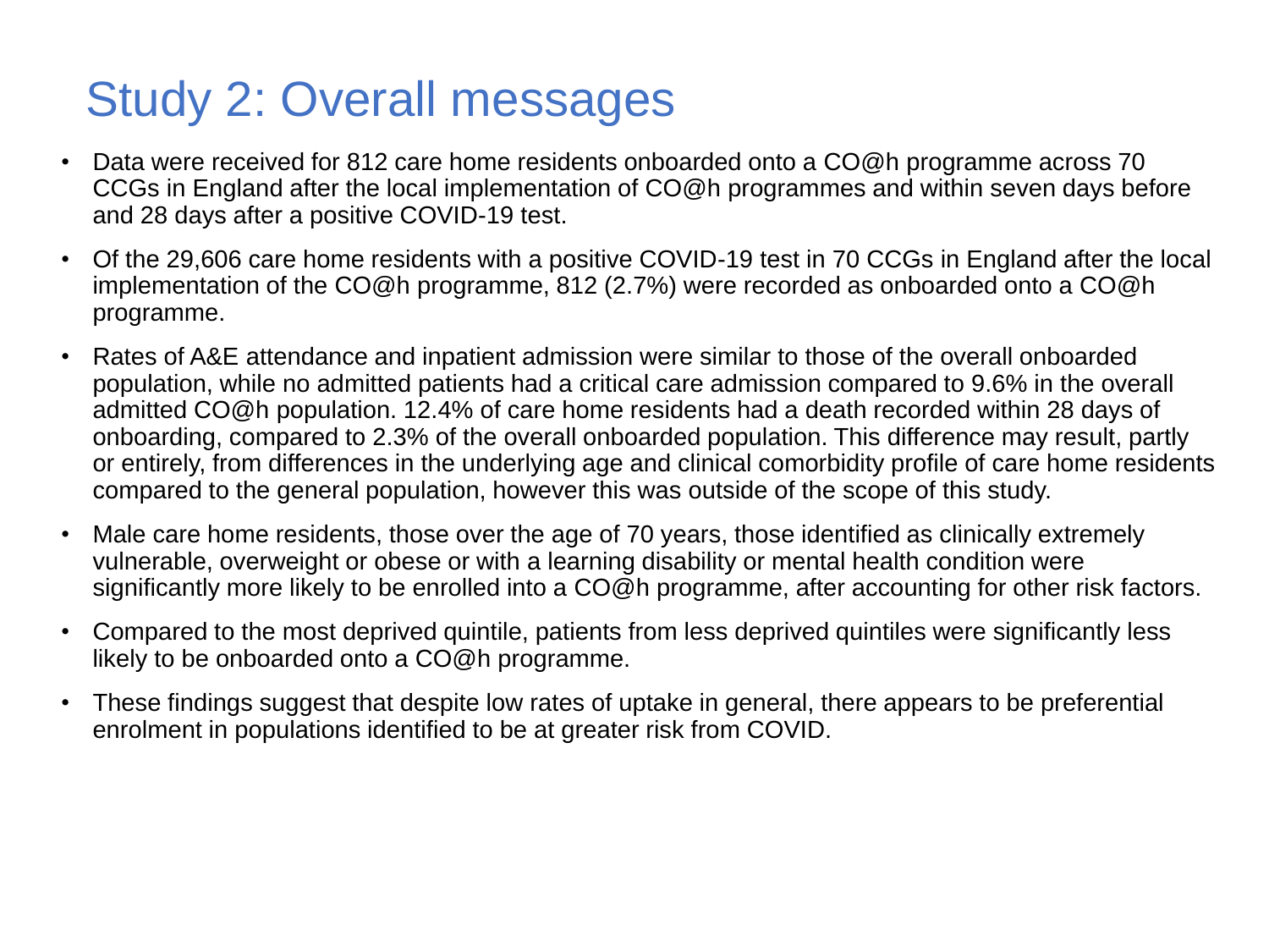# Study 2: Overall messages

- Data were received for 812 care home residents onboarded onto a CO@h programme across 70 CCGs in England after the local implementation of CO@h programmes and within seven days before and 28 days after a positive COVID-19 test.
- Of the 29,606 care home residents with a positive COVID-19 test in 70 CCGs in England after the local implementation of the CO@h programme, 812 (2.7%) were recorded as onboarded onto a CO@h programme.
- Rates of A&E attendance and inpatient admission were similar to those of the overall onboarded population, while no admitted patients had a critical care admission compared to 9.6% in the overall admitted CO@h population. 12.4% of care home residents had a death recorded within 28 days of onboarding, compared to 2.3% of the overall onboarded population. This difference may result, partly or entirely, from differences in the underlying age and clinical comorbidity profile of care home residents compared to the general population, however this was outside of the scope of this study.
- Male care home residents, those over the age of 70 years, those identified as clinically extremely vulnerable, overweight or obese or with a learning disability or mental health condition were significantly more likely to be enrolled into a CO@h programme, after accounting for other risk factors.
- Compared to the most deprived quintile, patients from less deprived quintiles were significantly less likely to be onboarded onto a CO@h programme.
- These findings suggest that despite low rates of uptake in general, there appears to be preferential enrolment in populations identified to be at greater risk from COVID.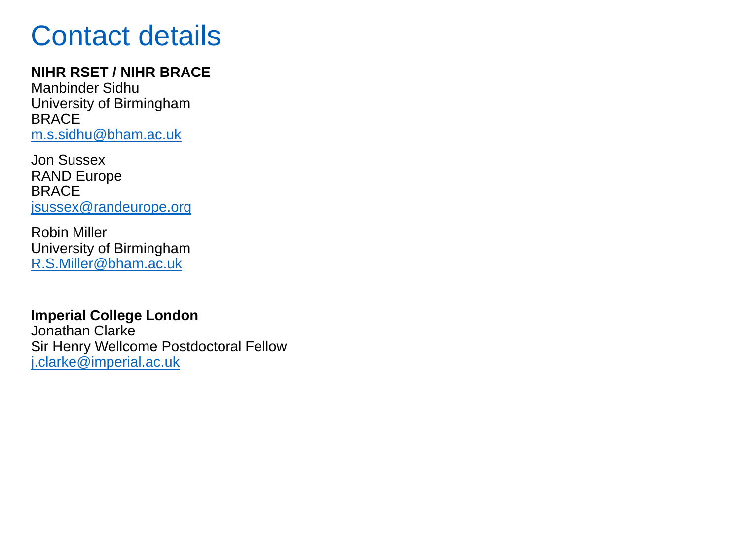# Contact details

**NIHR RSET / NIHR BRACE**
Manbinder Sidhu
University of Birmingham
BRACE
m.s.sidhu@bham.ac.uk

Jon Sussex
RAND Europe
BRACE
jsussex@randeurope.org

Robin Miller
University of Birmingham
R.S.Miller@bham.ac.uk

**Imperial College London**
Jonathan Clarke
Sir Henry Wellcome Postdoctoral Fellow
j.clarke@imperial.ac.uk